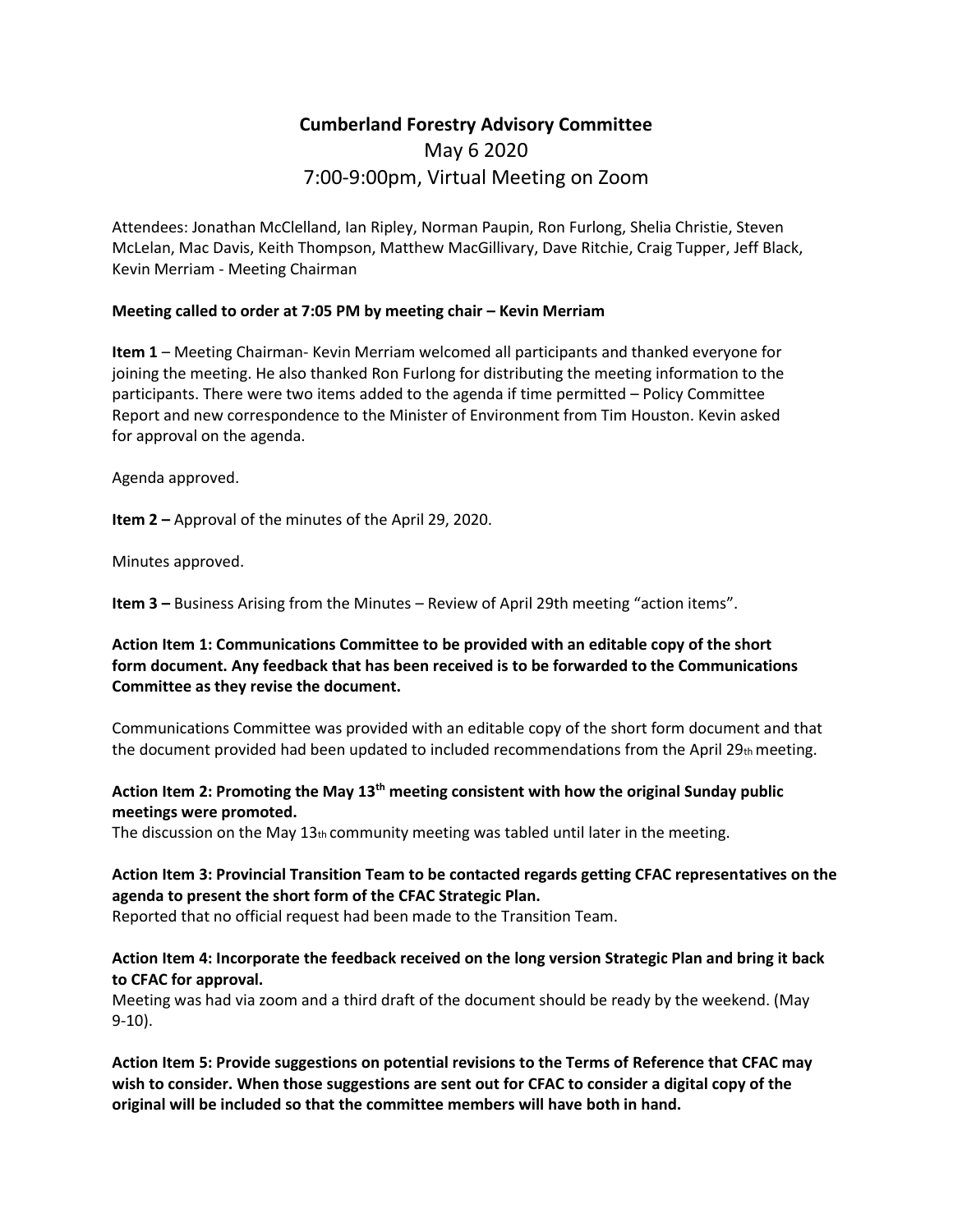# Cumberland Forestry Advisory Committee

May 6 2020

7:00-9:00pm, Virtual Meeting on Zoom

Attendees: Jonathan McClelland, Ian Ripley, Norman Paupin, Ron Furlong, Shelia Christie, Steven McLelan, Mac Davis, Keith Thompson, Matthew MacGillivary, Dave Ritchie, Craig Tupper, Jeff Black, Kevin Merriam - Meeting Chairman

**Meeting called to order at 7:05 PM by meeting chair – Kevin Merriam**

**Item 1** – Meeting Chairman- Kevin Merriam welcomed all participants and thanked everyone for joining the meeting. He also thanked Ron Furlong for distributing the meeting information to the participants. There were two items added to the agenda if time permitted – Policy Committee Report and new correspondence to the Minister of Environment from Tim Houston. Kevin asked for approval on the agenda.

Agenda approved.

**Item 2 –** Approval of the minutes of the April 29, 2020.

Minutes approved.

**Item 3 –** Business Arising from the Minutes – Review of April 29th meeting "action items".

**Action Item 1: Communications Committee to be provided with an editable copy of the short form document. Any feedback that has been received is to be forwarded to the Communications Committee as they revise the document.**

Communications Committee was provided with an editable copy of the short form document and that the document provided had been updated to included recommendations from the April 29th meeting.

**Action Item 2: Promoting the May 13th meeting consistent with how the original Sunday public meetings were promoted.**

The discussion on the May 13th community meeting was tabled until later in the meeting.

**Action Item 3: Provincial Transition Team to be contacted regards getting CFAC representatives on the agenda to present the short form of the CFAC Strategic Plan.**

Reported that no official request had been made to the Transition Team.

**Action Item 4: Incorporate the feedback received on the long version Strategic Plan and bring it back to CFAC for approval.**

Meeting was had via zoom and a third draft of the document should be ready by the weekend. (May 9-10).

**Action Item 5: Provide suggestions on potential revisions to the Terms of Reference that CFAC may wish to consider. When those suggestions are sent out for CFAC to consider a digital copy of the original will be included so that the committee members will have both in hand.**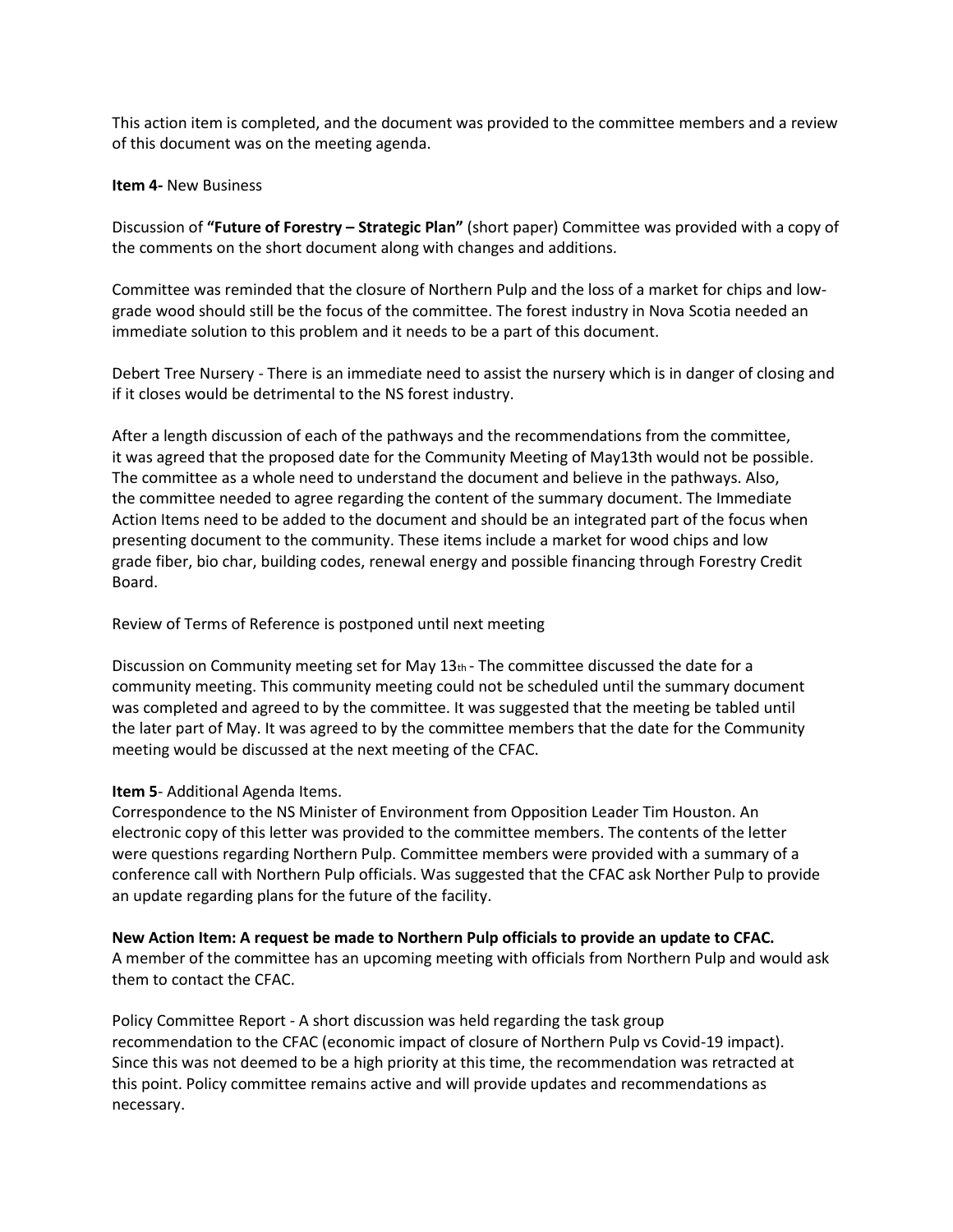This action item is completed, and the document was provided to the committee members and a review of this document was on the meeting agenda.

**Item 4-** New Business

Discussion of **"Future of Forestry – Strategic Plan"** (short paper) Committee was provided with a copy of the comments on the short document along with changes and additions.

Committee was reminded that the closure of Northern Pulp and the loss of a market for chips and low-grade wood should still be the focus of the committee. The forest industry in Nova Scotia needed an immediate solution to this problem and it needs to be a part of this document.

Debert Tree Nursery - There is an immediate need to assist the nursery which is in danger of closing and if it closes would be detrimental to the NS forest industry.

After a length discussion of each of the pathways and the recommendations from the committee, it was agreed that the proposed date for the Community Meeting of May13th would not be possible. The committee as a whole need to understand the document and believe in the pathways. Also, the committee needed to agree regarding the content of the summary document. The Immediate Action Items need to be added to the document and should be an integrated part of the focus when presenting document to the community. These items include a market for wood chips and low grade fiber, bio char, building codes, renewal energy and possible financing through Forestry Credit Board.

Review of Terms of Reference is postponed until next meeting

Discussion on Community meeting set for May 13th - The committee discussed the date for a community meeting. This community meeting could not be scheduled until the summary document was completed and agreed to by the committee. It was suggested that the meeting be tabled until the later part of May. It was agreed to by the committee members that the date for the Community meeting would be discussed at the next meeting of the CFAC.

**Item 5**- Additional Agenda Items.

Correspondence to the NS Minister of Environment from Opposition Leader Tim Houston. An electronic copy of this letter was provided to the committee members. The contents of the letter were questions regarding Northern Pulp. Committee members were provided with a summary of a conference call with Northern Pulp officials. Was suggested that the CFAC ask Norther Pulp to provide an update regarding plans for the future of the facility.

**New Action Item: A request be made to Northern Pulp officials to provide an update to CFAC.**

A member of the committee has an upcoming meeting with officials from Northern Pulp and would ask them to contact the CFAC.

Policy Committee Report - A short discussion was held regarding the task group recommendation to the CFAC (economic impact of closure of Northern Pulp vs Covid-19 impact). Since this was not deemed to be a high priority at this time, the recommendation was retracted at this point. Policy committee remains active and will provide updates and recommendations as necessary.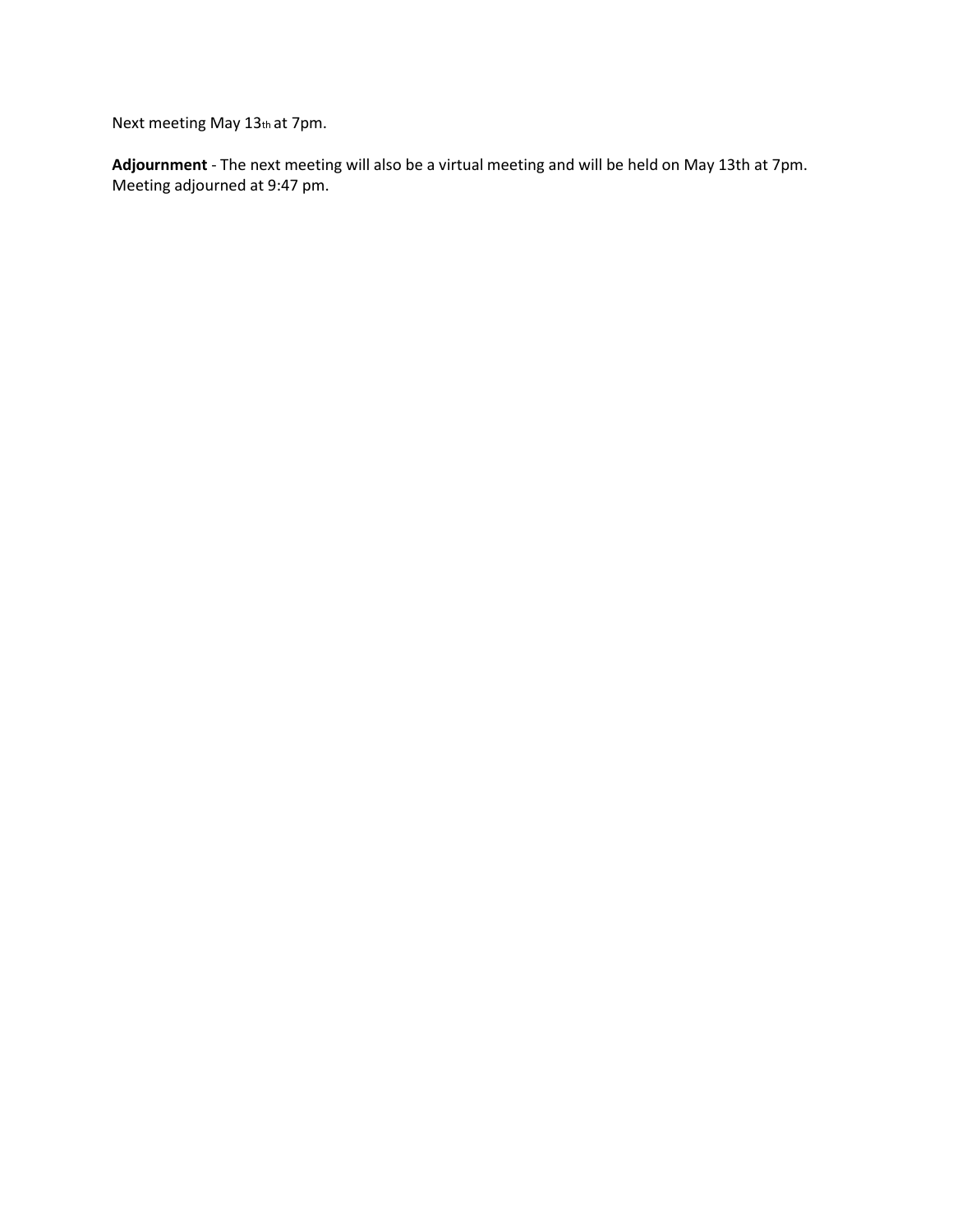Next meeting May 13th at 7pm.

**Adjournment** - The next meeting will also be a virtual meeting and will be held on May 13th at 7pm. Meeting adjourned at 9:47 pm.